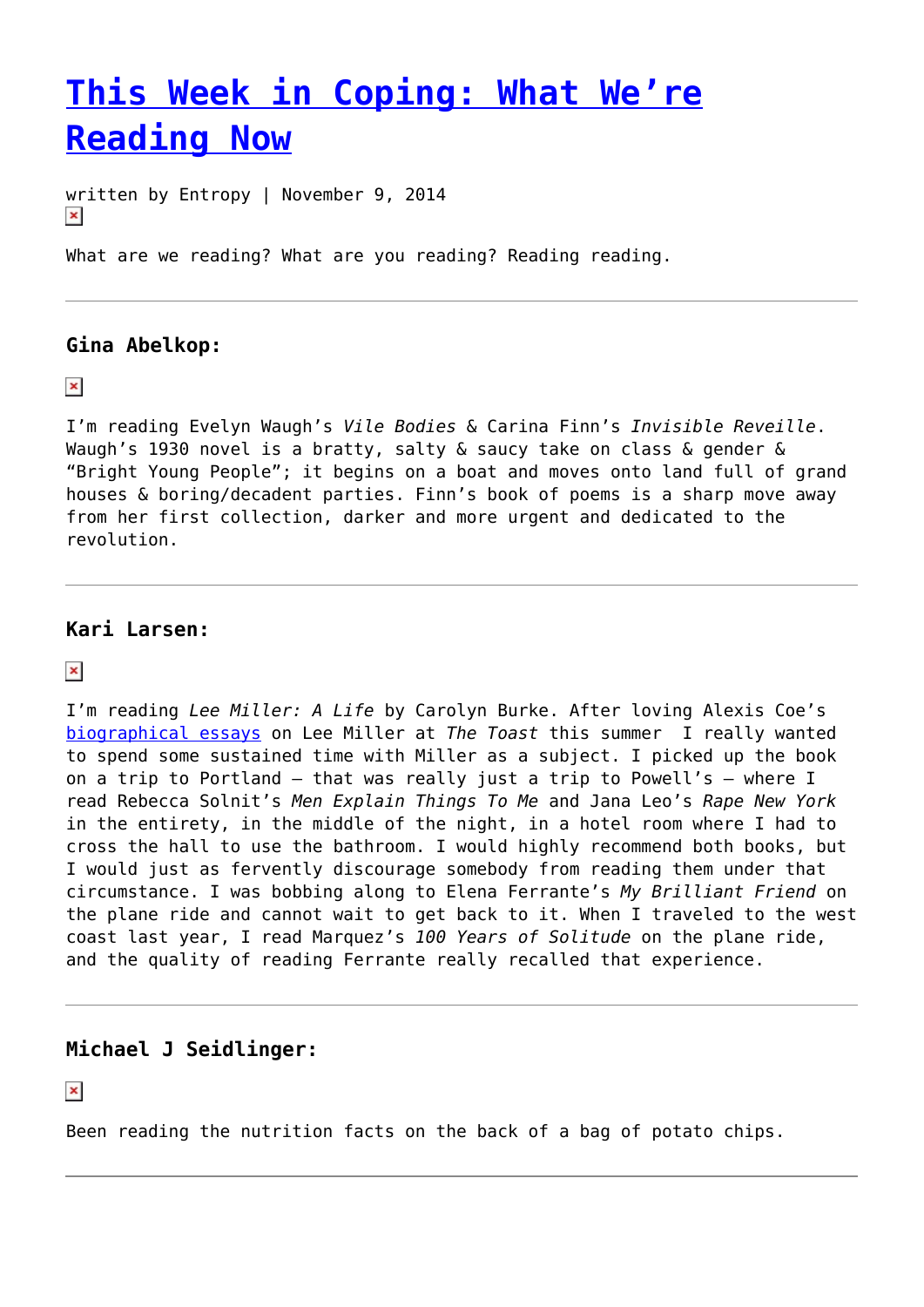# [This Week in Coping: What We're Reading Now]()

written by Entropy | November 9, 2014

What are we reading? What are you reading? Reading reading.

---

### Gina Abelkop:

I'm reading Evelyn Waugh's *Vile Bodies* & Carina Finn's *Invisible Reveille*. Waugh's 1930 novel is a bratty, salty & saucy take on class & gender & "Bright Young People"; it begins on a boat and moves onto land full of grand houses & boring/decadent parties. Finn's book of poems is a sharp move away from her first collection, darker and more urgent and dedicated to the revolution.

---

### Kari Larsen:

I'm reading *Lee Miller: A Life* by Carolyn Burke. After loving Alexis Coe's [biographical essays]() on Lee Miller at *The Toast* this summer I really wanted to spend some sustained time with Miller as a subject. I picked up the book on a trip to Portland – that was really just a trip to Powell's – where I read Rebecca Solnit's *Men Explain Things To Me* and Jana Leo's *Rape New York* in the entirety, in the middle of the night, in a hotel room where I had to cross the hall to use the bathroom. I would highly recommend both books, but I would just as fervently discourage somebody from reading them under that circumstance. I was bobbing along to Elena Ferrante's *My Brilliant Friend* on the plane ride and cannot wait to get back to it. When I traveled to the west coast last year, I read Marquez's *100 Years of Solitude* on the plane ride, and the quality of reading Ferrante really recalled that experience.

---

### Michael J Seidlinger:

Been reading the nutrition facts on the back of a bag of potato chips.

---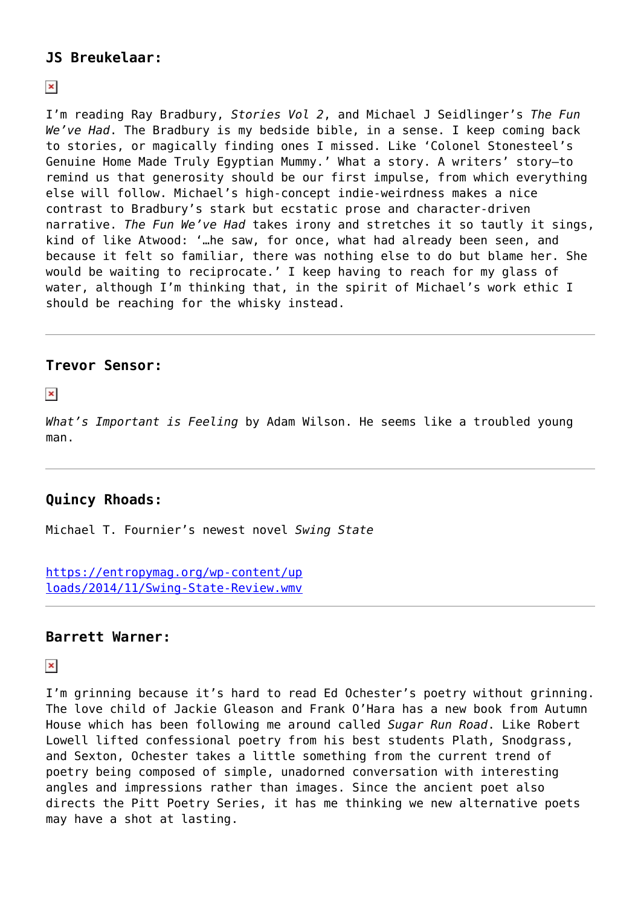### JS Breukelaar:

I'm reading Ray Bradbury, *Stories Vol 2*, and Michael J Seidlinger's *The Fun We've Had*. The Bradbury is my bedside bible, in a sense. I keep coming back to stories, or magically finding ones I missed. Like 'Colonel Stonesteel's Genuine Home Made Truly Egyptian Mummy.' What a story. A writers' story—to remind us that generosity should be our first impulse, from which everything else will follow. Michael's high-concept indie-weirdness makes a nice contrast to Bradbury's stark but ecstatic prose and character-driven narrative. *The Fun We've Had* takes irony and stretches it so tautly it sings, kind of like Atwood: '…he saw, for once, what had already been seen, and because it felt so familiar, there was nothing else to do but blame her. She would be waiting to reciprocate.' I keep having to reach for my glass of water, although I'm thinking that, in the spirit of Michael's work ethic I should be reaching for the whisky instead.

---

### Trevor Sensor:

*What's Important is Feeling* by Adam Wilson. He seems like a troubled young man.

---

### Quincy Rhoads:

Michael T. Fournier's newest novel *Swing State*

[https://entropymag.org/wp-content/uploads/2014/11/Swing-State-Review.wmv](https://entropymag.org/wp-content/uploads/2014/11/Swing-State-Review.wmv)

---

### Barrett Warner:

I'm grinning because it's hard to read Ed Ochester's poetry without grinning. The love child of Jackie Gleason and Frank O'Hara has a new book from Autumn House which has been following me around called *Sugar Run Road*. Like Robert Lowell lifted confessional poetry from his best students Plath, Snodgrass, and Sexton, Ochester takes a little something from the current trend of poetry being composed of simple, unadorned conversation with interesting angles and impressions rather than images. Since the ancient poet also directs the Pitt Poetry Series, it has me thinking we new alternative poets may have a shot at lasting.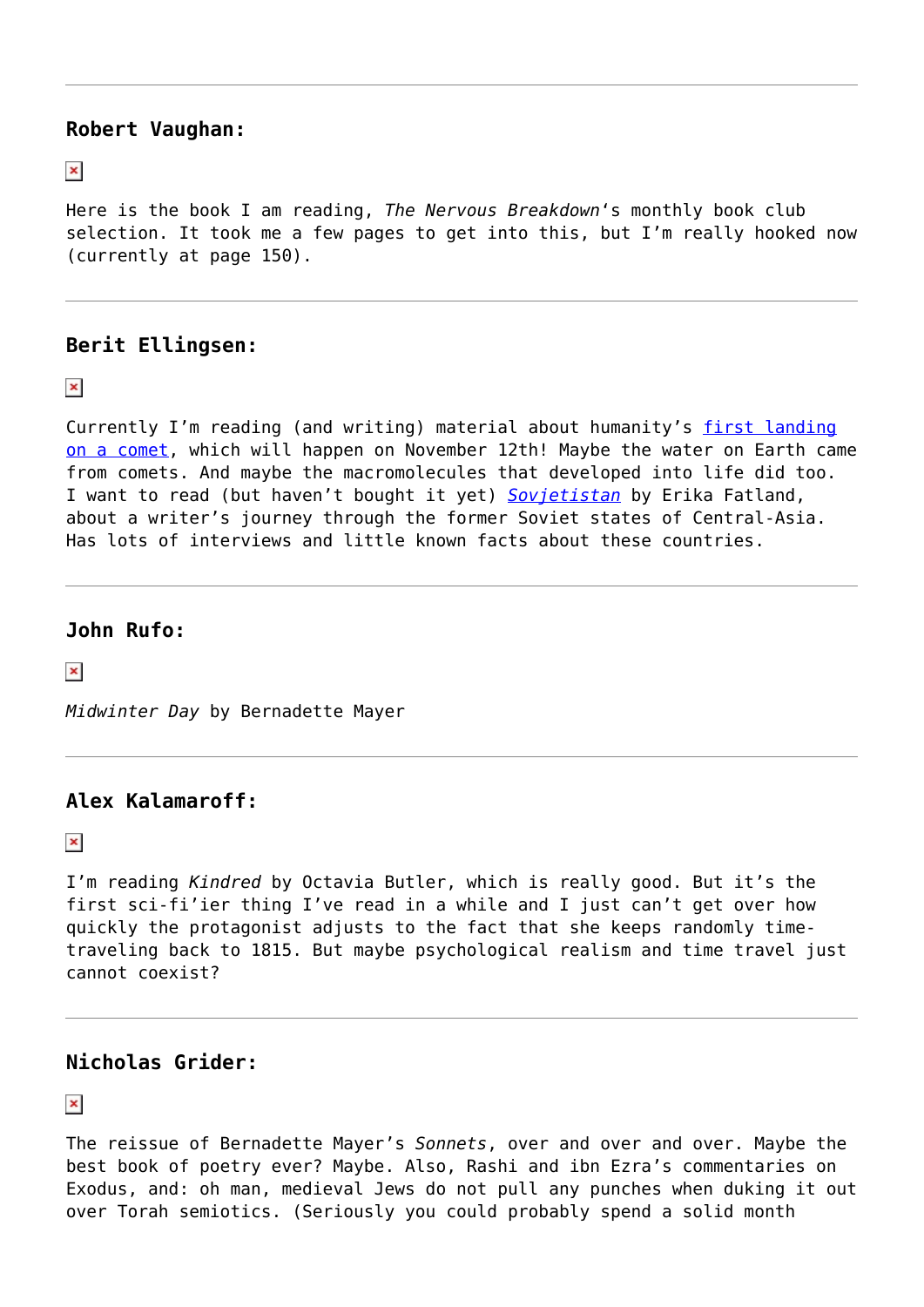---

**Robert Vaughan:**

Here is the book I am reading, *The Nervous Breakdown*'s monthly book club selection. It took me a few pages to get into this, but I'm really hooked now (currently at page 150).

---

**Berit Ellingsen:**

Currently I'm reading (and writing) material about humanity's [first landing on a comet](), which will happen on November 12th! Maybe the water on Earth came from comets. And maybe the macromolecules that developed into life did too. I want to read (but haven't bought it yet) [*Sovjetistan*]() by Erika Fatland, about a writer's journey through the former Soviet states of Central-Asia. Has lots of interviews and little known facts about these countries.

---

**John Rufo:**

*Midwinter Day* by Bernadette Mayer

---

**Alex Kalamaroff:**

I'm reading *Kindred* by Octavia Butler, which is really good. But it's the first sci-fi'ier thing I've read in a while and I just can't get over how quickly the protagonist adjusts to the fact that she keeps randomly time-traveling back to 1815. But maybe psychological realism and time travel just cannot coexist?

---

**Nicholas Grider:**

The reissue of Bernadette Mayer's *Sonnets*, over and over and over. Maybe the best book of poetry ever? Maybe. Also, Rashi and ibn Ezra's commentaries on Exodus, and: oh man, medieval Jews do not pull any punches when duking it out over Torah semiotics. (Seriously you could probably spend a solid month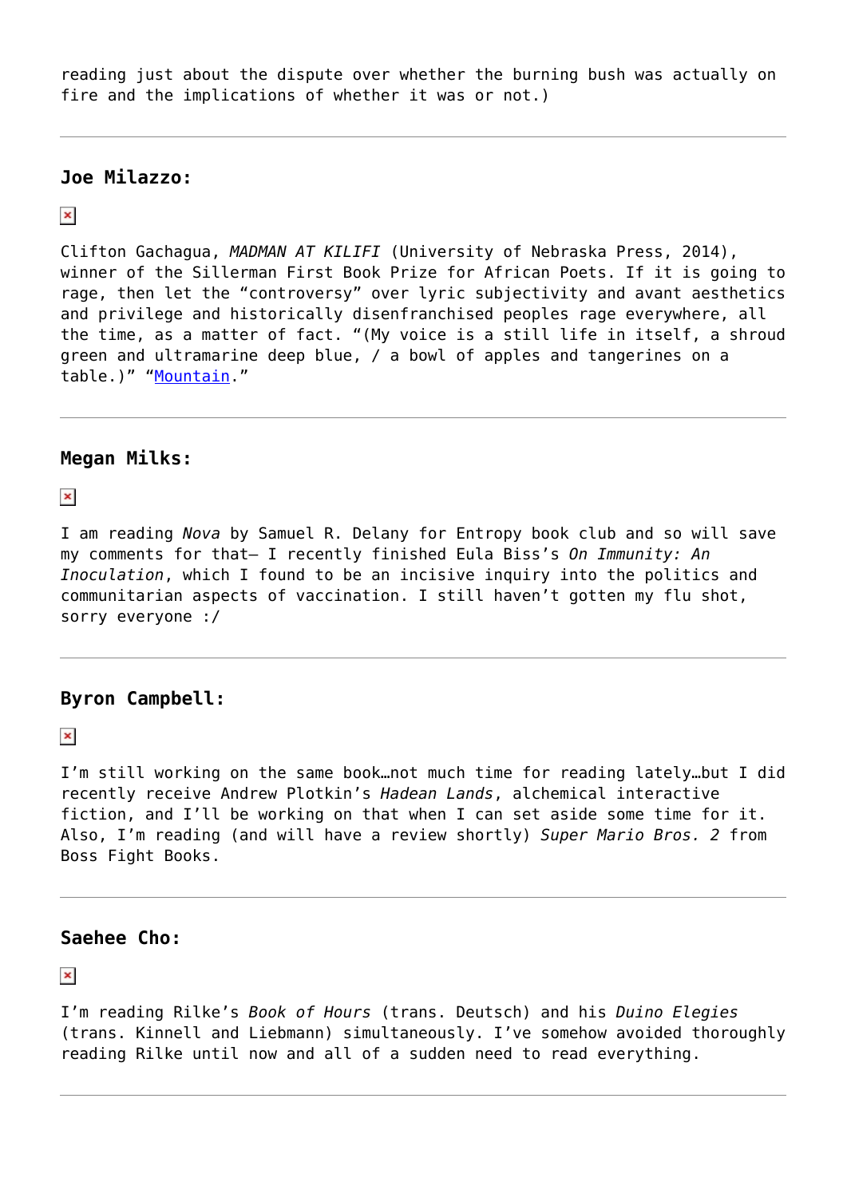reading just about the dispute over whether the burning bush was actually on fire and the implications of whether it was or not.)

---

### Joe Milazzo:

Clifton Gachagua, *MADMAN AT KILIFI* (University of Nebraska Press, 2014), winner of the Sillerman First Book Prize for African Poets. If it is going to rage, then let the "controversy" over lyric subjectivity and avant aesthetics and privilege and historically disenfranchised peoples rage everywhere, all the time, as a matter of fact. "(My voice is a still life in itself, a shroud green and ultramarine deep blue, / a bowl of apples and tangerines on a table.)" "Mountain."

---

### Megan Milks:

I am reading *Nova* by Samuel R. Delany for Entropy book club and so will save my comments for that— I recently finished Eula Biss's *On Immunity: An Inoculation*, which I found to be an incisive inquiry into the politics and communitarian aspects of vaccination. I still haven't gotten my flu shot, sorry everyone :/

---

### Byron Campbell:

I'm still working on the same book…not much time for reading lately…but I did recently receive Andrew Plotkin's *Hadean Lands*, alchemical interactive fiction, and I'll be working on that when I can set aside some time for it. Also, I'm reading (and will have a review shortly) *Super Mario Bros. 2* from Boss Fight Books.

---

### Saehee Cho:

I'm reading Rilke's *Book of Hours* (trans. Deutsch) and his *Duino Elegies* (trans. Kinnell and Liebmann) simultaneously. I've somehow avoided thoroughly reading Rilke until now and all of a sudden need to read everything.

---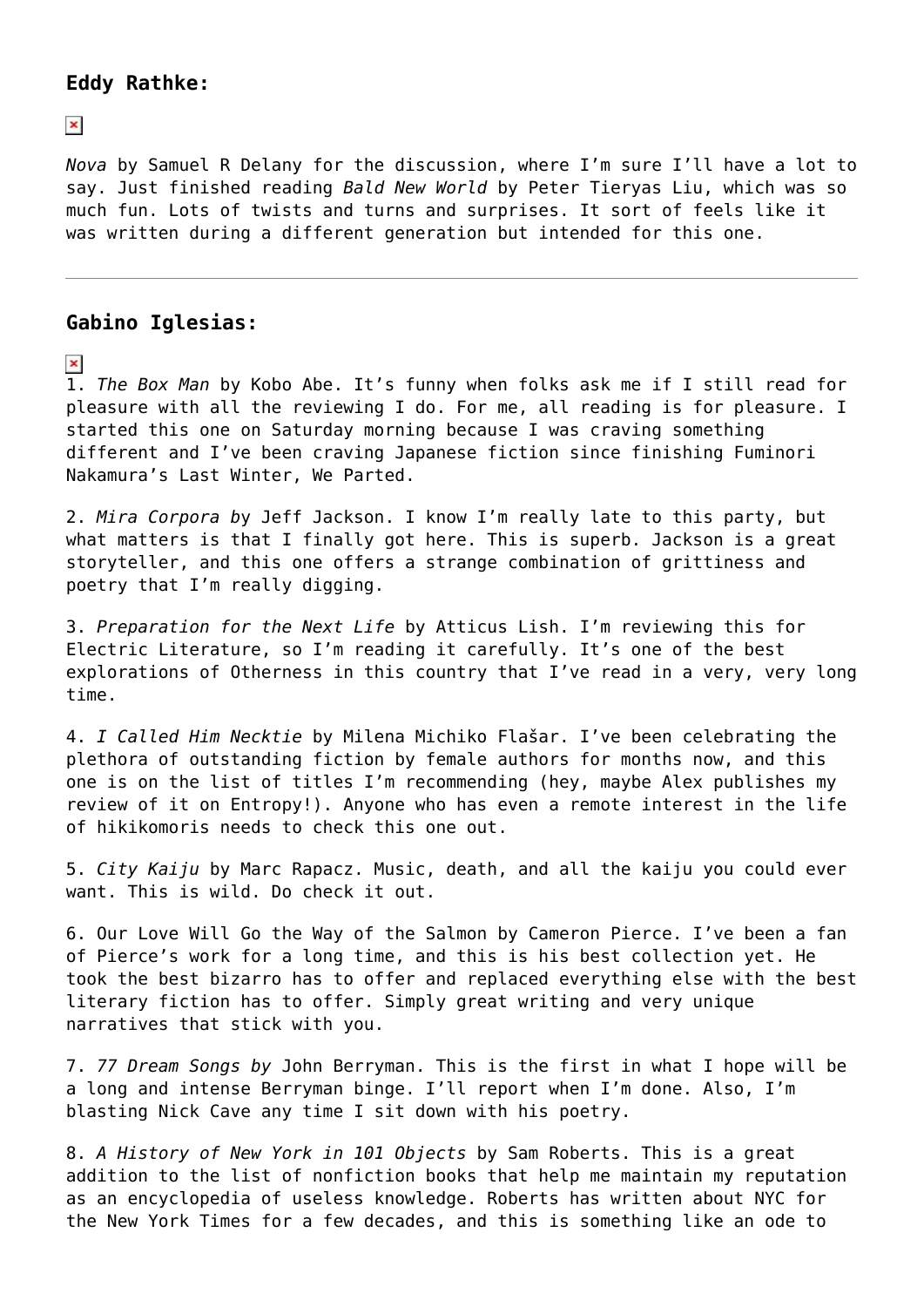### Eddy Rathke:

*Nova* by Samuel R Delany for the discussion, where I'm sure I'll have a lot to say. Just finished reading *Bald New World* by Peter Tieryas Liu, which was so much fun. Lots of twists and turns and surprises. It sort of feels like it was written during a different generation but intended for this one.

---

### Gabino Iglesias:

1. *The Box Man* by Kobo Abe. It's funny when folks ask me if I still read for pleasure with all the reviewing I do. For me, all reading is for pleasure. I started this one on Saturday morning because I was craving something different and I've been craving Japanese fiction since finishing Fuminori Nakamura's Last Winter, We Parted.

2. *Mira Corpora b*y Jeff Jackson. I know I'm really late to this party, but what matters is that I finally got here. This is superb. Jackson is a great storyteller, and this one offers a strange combination of grittiness and poetry that I'm really digging.

3. *Preparation for the Next Life* by Atticus Lish. I'm reviewing this for Electric Literature, so I'm reading it carefully. It's one of the best explorations of Otherness in this country that I've read in a very, very long time.

4. *I Called Him Necktie* by Milena Michiko Flašar. I've been celebrating the plethora of outstanding fiction by female authors for months now, and this one is on the list of titles I'm recommending (hey, maybe Alex publishes my review of it on Entropy!). Anyone who has even a remote interest in the life of hikikomoris needs to check this one out.

5. *City Kaiju* by Marc Rapacz. Music, death, and all the kaiju you could ever want. This is wild. Do check it out.

6. Our Love Will Go the Way of the Salmon by Cameron Pierce. I've been a fan of Pierce's work for a long time, and this is his best collection yet. He took the best bizarro has to offer and replaced everything else with the best literary fiction has to offer. Simply great writing and very unique narratives that stick with you.

7. *77 Dream Songs by* John Berryman. This is the first in what I hope will be a long and intense Berryman binge. I'll report when I'm done. Also, I'm blasting Nick Cave any time I sit down with his poetry.

8. *A History of New York in 101 Objects* by Sam Roberts. This is a great addition to the list of nonfiction books that help me maintain my reputation as an encyclopedia of useless knowledge. Roberts has written about NYC for the New York Times for a few decades, and this is something like an ode to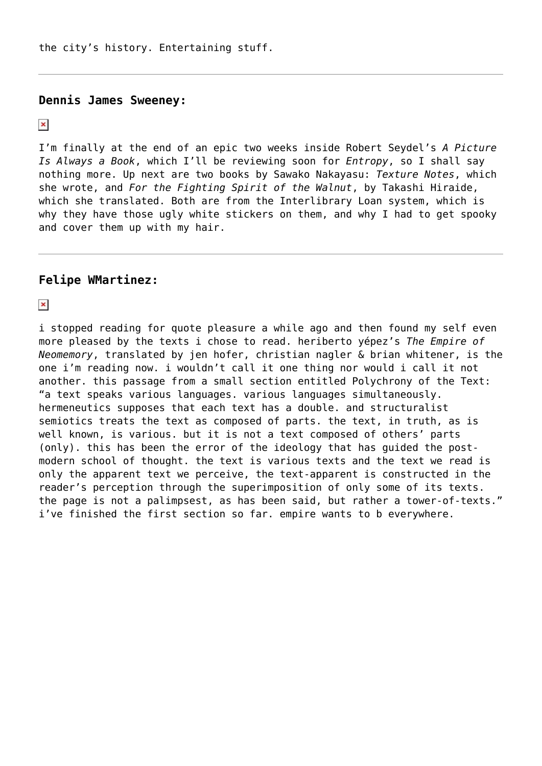the city's history. Entertaining stuff.

---

### Dennis James Sweeney:

I'm finally at the end of an epic two weeks inside Robert Seydel's *A Picture Is Always a Book*, which I'll be reviewing soon for *Entropy*, so I shall say nothing more. Up next are two books by Sawako Nakayasu: *Texture Notes*, which she wrote, and *For the Fighting Spirit of the Walnut*, by Takashi Hiraide, which she translated. Both are from the Interlibrary Loan system, which is why they have those ugly white stickers on them, and why I had to get spooky and cover them up with my hair.

---

### Felipe WMartinez:

i stopped reading for quote pleasure a while ago and then found my self even more pleased by the texts i chose to read. heriberto yépez's *The Empire of Neomemory*, translated by jen hofer, christian nagler & brian whitener, is the one i'm reading now. i wouldn't call it one thing nor would i call it not another. this passage from a small section entitled Polychrony of the Text: "a text speaks various languages. various languages simultaneously. hermeneutics supposes that each text has a double. and structuralist semiotics treats the text as composed of parts. the text, in truth, as is well known, is various. but it is not a text composed of others' parts (only). this has been the error of the ideology that has guided the post-modern school of thought. the text is various texts and the text we read is only the apparent text we perceive, the text-apparent is constructed in the reader's perception through the superimposition of only some of its texts. the page is not a palimpsest, as has been said, but rather a tower-of-texts." i've finished the first section so far. empire wants to b everywhere.